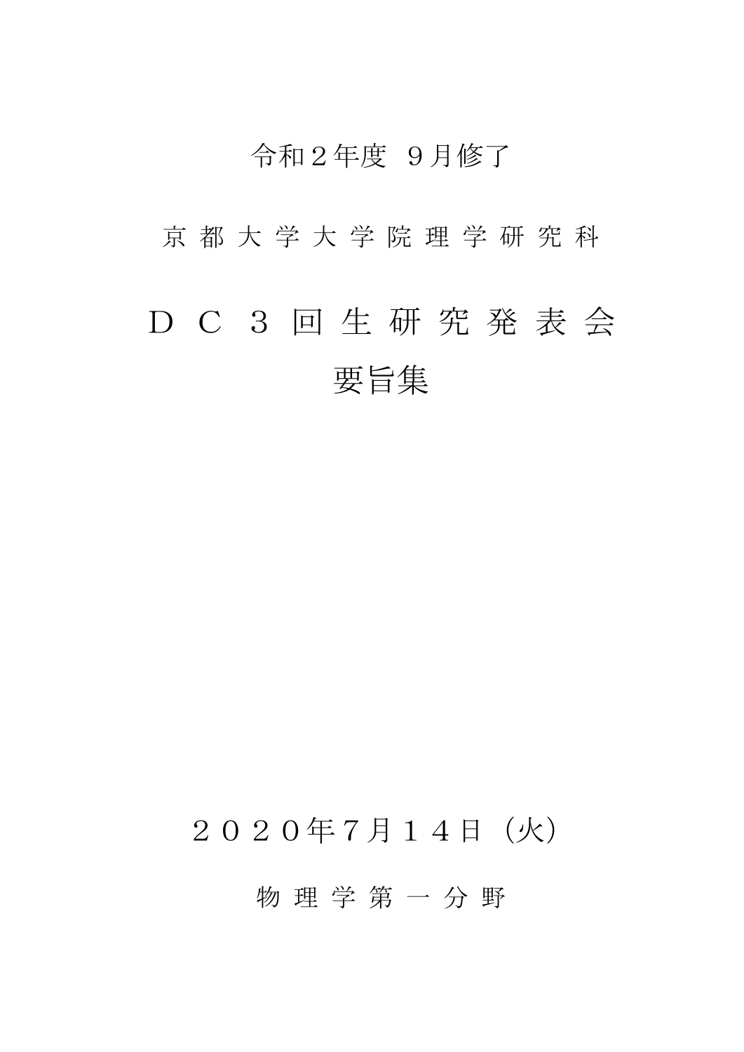令和２年度　９月修了

京 都 大 学 大 学 院 理 学 研 究 科

# ＤＣ３回生研究発表会
# 要旨集

２０２０年７月１４日（火）

物 理 学 第 一 分 野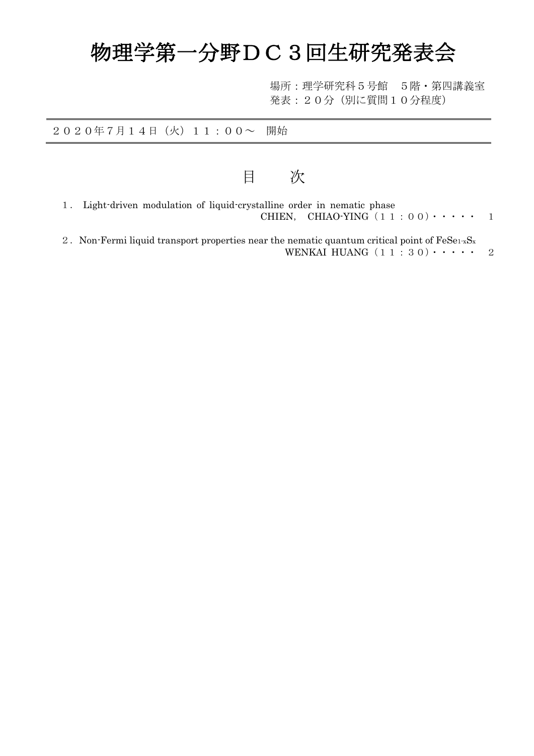# 物理学第一分野ＤＣ３回生研究発表会

場所：理学研究科５号館　５階・第四講義室
発表：２０分（別に質問１０分程度）

---

２０２０年７月１４日（火）１１：００～　開始

---

## 目　　次

１． Light-driven modulation of liquid-crystalline order in nematic phase
CHIEN,　CHIAO-YING（１１：００）・・・・・　1

２．Non-Fermi liquid transport properties near the nematic quantum critical point of $FeSe_{1-x}S_x$
WENKAI HUANG（１１：３０）・・・・・　2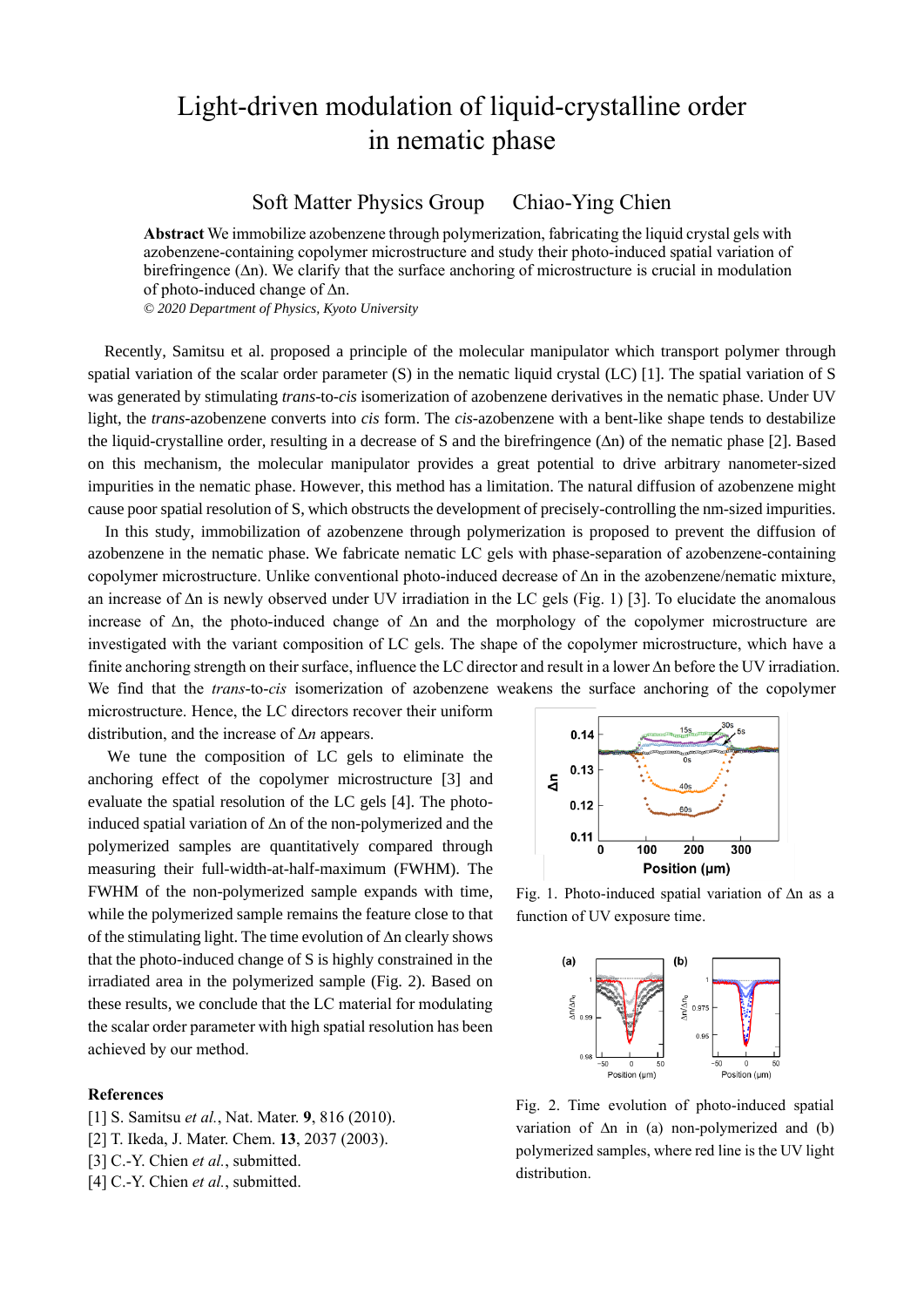# Light-driven modulation of liquid-crystalline order in nematic phase

Soft Matter Physics Group Chiao-Ying Chien

**Abstract** We immobilize azobenzene through polymerization, fabricating the liquid crystal gels with azobenzene-containing copolymer microstructure and study their photo-induced spatial variation of birefringence (Δn). We clarify that the surface anchoring of microstructure is crucial in modulation of photo-induced change of Δn.

*© 2020 Department of Physics, Kyoto University*

Recently, Samitsu et al. proposed a principle of the molecular manipulator which transport polymer through spatial variation of the scalar order parameter (S) in the nematic liquid crystal (LC) [1]. The spatial variation of S was generated by stimulating *trans*-to-*cis* isomerization of azobenzene derivatives in the nematic phase. Under UV light, the *trans*-azobenzene converts into *cis* form. The *cis*-azobenzene with a bent-like shape tends to destabilize the liquid-crystalline order, resulting in a decrease of S and the birefringence (Δn) of the nematic phase [2]. Based on this mechanism, the molecular manipulator provides a great potential to drive arbitrary nanometer-sized impurities in the nematic phase. However, this method has a limitation. The natural diffusion of azobenzene might cause poor spatial resolution of S, which obstructs the development of precisely-controlling the nm-sized impurities.

In this study, immobilization of azobenzene through polymerization is proposed to prevent the diffusion of azobenzene in the nematic phase. We fabricate nematic LC gels with phase-separation of azobenzene-containing copolymer microstructure. Unlike conventional photo-induced decrease of Δn in the azobenzene/nematic mixture, an increase of Δn is newly observed under UV irradiation in the LC gels (Fig. 1) [3]. To elucidate the anomalous increase of Δn, the photo-induced change of Δn and the morphology of the copolymer microstructure are investigated with the variant composition of LC gels. The shape of the copolymer microstructure, which have a finite anchoring strength on their surface, influence the LC director and result in a lower Δn before the UV irradiation. We find that the *trans*-to-*cis* isomerization of azobenzene weakens the surface anchoring of the copolymer microstructure. Hence, the LC directors recover their uniform distribution, and the increase of Δ*n* appears.

We tune the composition of LC gels to eliminate the anchoring effect of the copolymer microstructure [3] and evaluate the spatial resolution of the LC gels [4]. The photo-induced spatial variation of Δn of the non-polymerized and the polymerized samples are quantitatively compared through measuring their full-width-at-half-maximum (FWHM). The FWHM of the non-polymerized sample expands with time, while the polymerized sample remains the feature close to that of the stimulating light. The time evolution of Δn clearly shows that the photo-induced change of S is highly constrained in the irradiated area in the polymerized sample (Fig. 2). Based on these results, we conclude that the LC material for modulating the scalar order parameter with high spatial resolution has been achieved by our method.

Fig. 1. Photo-induced spatial variation of Δn as a function of UV exposure time.

Fig. 2. Time evolution of photo-induced spatial variation of Δn in (a) non-polymerized and (b) polymerized samples, where red line is the UV light distribution.

## References

[1] S. Samitsu *et al.*, Nat. Mater. **9**, 816 (2010).
[2] T. Ikeda, J. Mater. Chem. **13**, 2037 (2003).
[3] C.-Y. Chien *et al.*, submitted.
[4] C.-Y. Chien *et al.*, submitted.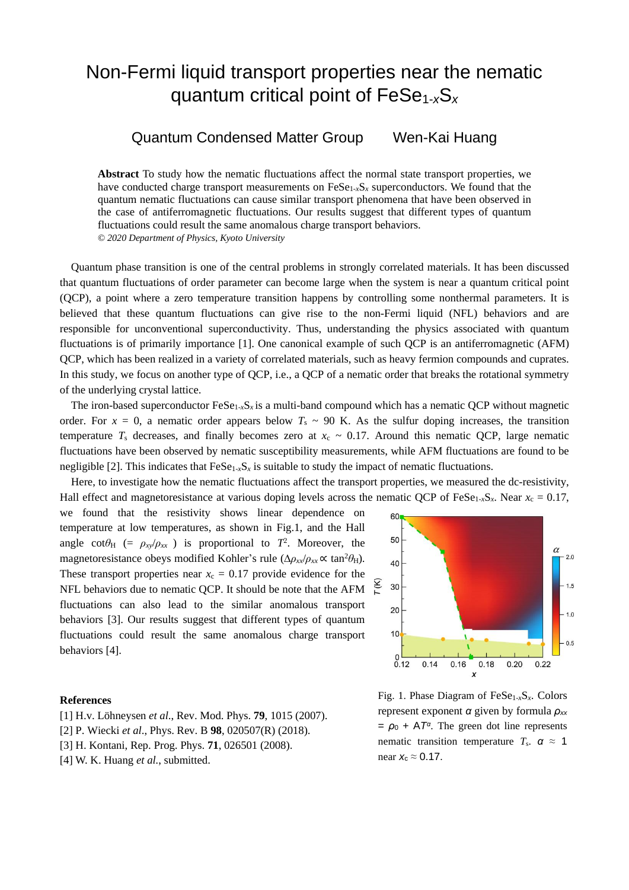# Non-Fermi liquid transport properties near the nematic quantum critical point of $FeSe_{1-x}S_x$

Quantum Condensed Matter Group Wen-Kai Huang

**Abstract** To study how the nematic fluctuations affect the normal state transport properties, we have conducted charge transport measurements on $FeSe_{1-x}S_x$ superconductors. We found that the quantum nematic fluctuations can cause similar transport phenomena that have been observed in the case of antiferromagnetic fluctuations. Our results suggest that different types of quantum fluctuations could result the same anomalous charge transport behaviors.

*© 2020 Department of Physics, Kyoto University*

Quantum phase transition is one of the central problems in strongly correlated materials. It has been discussed that quantum fluctuations of order parameter can become large when the system is near a quantum critical point (QCP), a point where a zero temperature transition happens by controlling some nonthermal parameters. It is believed that these quantum fluctuations can give rise to the non-Fermi liquid (NFL) behaviors and are responsible for unconventional superconductivity. Thus, understanding the physics associated with quantum fluctuations is of primarily importance [1]. One canonical example of such QCP is an antiferromagnetic (AFM) QCP, which has been realized in a variety of correlated materials, such as heavy fermion compounds and cuprates. In this study, we focus on another type of QCP, i.e., a QCP of a nematic order that breaks the rotational symmetry of the underlying crystal lattice.

The iron-based superconductor $FeSe_{1-x}S_x$ is a multi-band compound which has a nematic QCP without magnetic order. For $x = 0$, a nematic order appears below $T_s \sim 90$ K. As the sulfur doping increases, the transition temperature $T_s$ decreases, and finally becomes zero at $x_c \sim 0.17$. Around this nematic QCP, large nematic fluctuations have been observed by nematic susceptibility measurements, while AFM fluctuations are found to be negligible [2]. This indicates that $FeSe_{1-x}S_x$ is suitable to study the impact of nematic fluctuations.

Here, to investigate how the nematic fluctuations affect the transport properties, we measured the dc-resistivity, Hall effect and magnetoresistance at various doping levels across the nematic QCP of $FeSe_{1-x}S_x$. Near $x_c = 0.17$, we found that the resistivity shows linear dependence on temperature at low temperatures, as shown in Fig.1, and the Hall angle $\cot\theta_H$ (= $\rho_{xy}/\rho_{xx}$ ) is proportional to $T^2$. Moreover, the magnetoresistance obeys modified Kohler's rule ($\Delta\rho_{xx}/\rho_{xx} \propto \tan^2\theta_H$). These transport properties near $x_c = 0.17$ provide evidence for the NFL behaviors due to nematic QCP. It should be note that the AFM fluctuations can also lead to the similar anomalous transport behaviors [3]. Our results suggest that different types of quantum fluctuations could result the same anomalous charge transport behaviors [4].

60
50
40
30
20
10
0
T (K)
0.12 0.14 0.16 0.18 0.20 0.22
x
α
2.0
1.5
1.0
0.5

Fig. 1. Phase Diagram of $FeSe_{1-x}S_x$. Colors represent exponent $\alpha$ given by formula $\rho_{xx} = \rho_0 + AT^{\alpha}$. The green dot line represents nematic transition temperature $T_s$. $\alpha \approx 1$ near $x_c \approx 0.17$.

## References

[1] H.v. Löhneysen *et al.*, Rev. Mod. Phys. **79**, 1015 (2007).
[2] P. Wiecki *et al.*, Phys. Rev. B **98**, 020507(R) (2018).
[3] H. Kontani, Rep. Prog. Phys. **71**, 026501 (2008).
[4] W. K. Huang *et al.*, submitted.